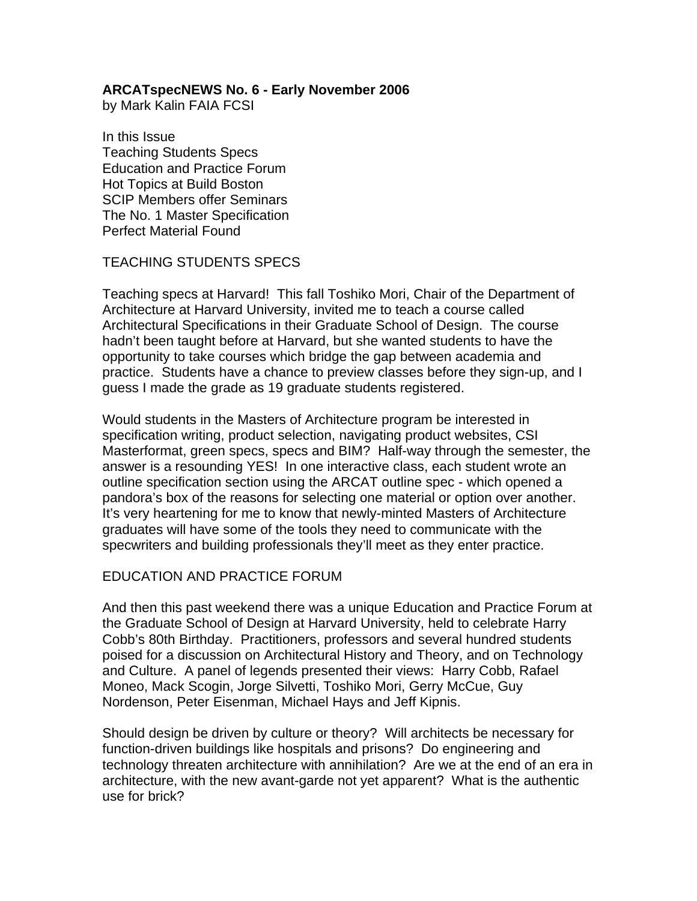**ARCATspecNEWS No. 6 - Early November 2006**
by Mark Kalin FAIA FCSI

In this Issue
Teaching Students Specs
Education and Practice Forum
Hot Topics at Build Boston
SCIP Members offer Seminars
The No. 1 Master Specification
Perfect Material Found

## TEACHING STUDENTS SPECS

Teaching specs at Harvard! This fall Toshiko Mori, Chair of the Department of Architecture at Harvard University, invited me to teach a course called Architectural Specifications in their Graduate School of Design. The course hadn't been taught before at Harvard, but she wanted students to have the opportunity to take courses which bridge the gap between academia and practice. Students have a chance to preview classes before they sign-up, and I guess I made the grade as 19 graduate students registered.

Would students in the Masters of Architecture program be interested in specification writing, product selection, navigating product websites, CSI Masterformat, green specs, specs and BIM? Half-way through the semester, the answer is a resounding YES! In one interactive class, each student wrote an outline specification section using the ARCAT outline spec - which opened a pandora's box of the reasons for selecting one material or option over another. It's very heartening for me to know that newly-minted Masters of Architecture graduates will have some of the tools they need to communicate with the specwriters and building professionals they'll meet as they enter practice.

## EDUCATION AND PRACTICE FORUM

And then this past weekend there was a unique Education and Practice Forum at the Graduate School of Design at Harvard University, held to celebrate Harry Cobb's 80th Birthday. Practitioners, professors and several hundred students poised for a discussion on Architectural History and Theory, and on Technology and Culture. A panel of legends presented their views: Harry Cobb, Rafael Moneo, Mack Scogin, Jorge Silvetti, Toshiko Mori, Gerry McCue, Guy Nordenson, Peter Eisenman, Michael Hays and Jeff Kipnis.

Should design be driven by culture or theory? Will architects be necessary for function-driven buildings like hospitals and prisons? Do engineering and technology threaten architecture with annihilation? Are we at the end of an era in architecture, with the new avant-garde not yet apparent? What is the authentic use for brick?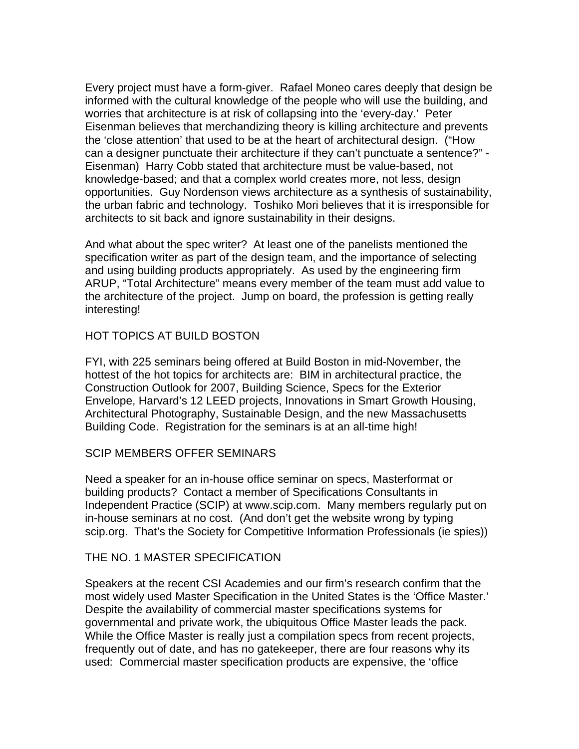Every project must have a form-giver. Rafael Moneo cares deeply that design be informed with the cultural knowledge of the people who will use the building, and worries that architecture is at risk of collapsing into the 'every-day.' Peter Eisenman believes that merchandizing theory is killing architecture and prevents the 'close attention' that used to be at the heart of architectural design. ("How can a designer punctuate their architecture if they can't punctuate a sentence?" - Eisenman) Harry Cobb stated that architecture must be value-based, not knowledge-based; and that a complex world creates more, not less, design opportunities. Guy Nordenson views architecture as a synthesis of sustainability, the urban fabric and technology. Toshiko Mori believes that it is irresponsible for architects to sit back and ignore sustainability in their designs.

And what about the spec writer? At least one of the panelists mentioned the specification writer as part of the design team, and the importance of selecting and using building products appropriately. As used by the engineering firm ARUP, "Total Architecture" means every member of the team must add value to the architecture of the project. Jump on board, the profession is getting really interesting!

## HOT TOPICS AT BUILD BOSTON

FYI, with 225 seminars being offered at Build Boston in mid-November, the hottest of the hot topics for architects are: BIM in architectural practice, the Construction Outlook for 2007, Building Science, Specs for the Exterior Envelope, Harvard's 12 LEED projects, Innovations in Smart Growth Housing, Architectural Photography, Sustainable Design, and the new Massachusetts Building Code. Registration for the seminars is at an all-time high!

## SCIP MEMBERS OFFER SEMINARS

Need a speaker for an in-house office seminar on specs, Masterformat or building products? Contact a member of Specifications Consultants in Independent Practice (SCIP) at www.scip.com. Many members regularly put on in-house seminars at no cost. (And don't get the website wrong by typing scip.org. That's the Society for Competitive Information Professionals (ie spies))

## THE NO. 1 MASTER SPECIFICATION

Speakers at the recent CSI Academies and our firm's research confirm that the most widely used Master Specification in the United States is the 'Office Master.' Despite the availability of commercial master specifications systems for governmental and private work, the ubiquitous Office Master leads the pack. While the Office Master is really just a compilation specs from recent projects, frequently out of date, and has no gatekeeper, there are four reasons why its used: Commercial master specification products are expensive, the 'office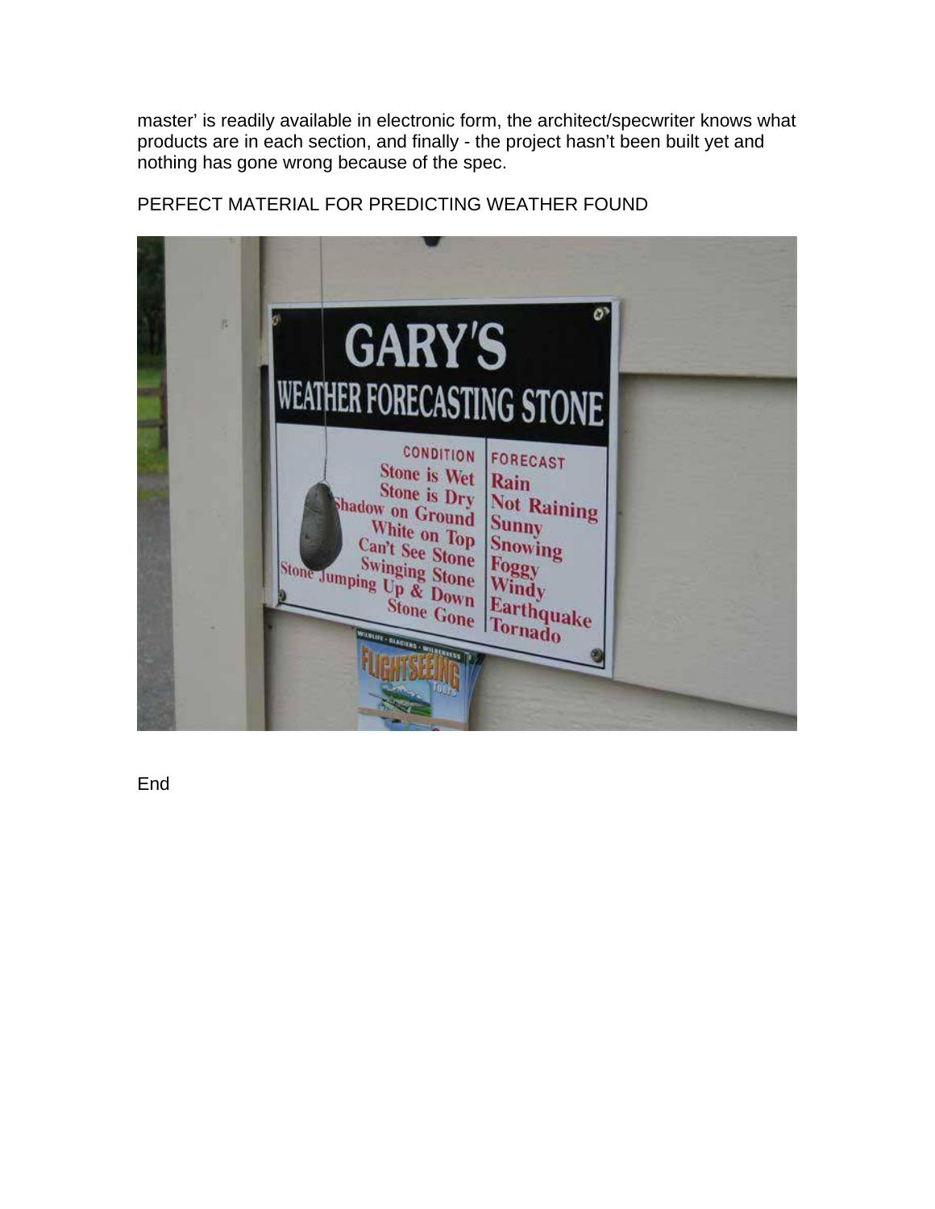master' is readily available in electronic form, the architect/specwriter knows what products are in each section, and finally - the project hasn't been built yet and nothing has gone wrong because of the spec.

PERFECT MATERIAL FOR PREDICTING WEATHER FOUND

End